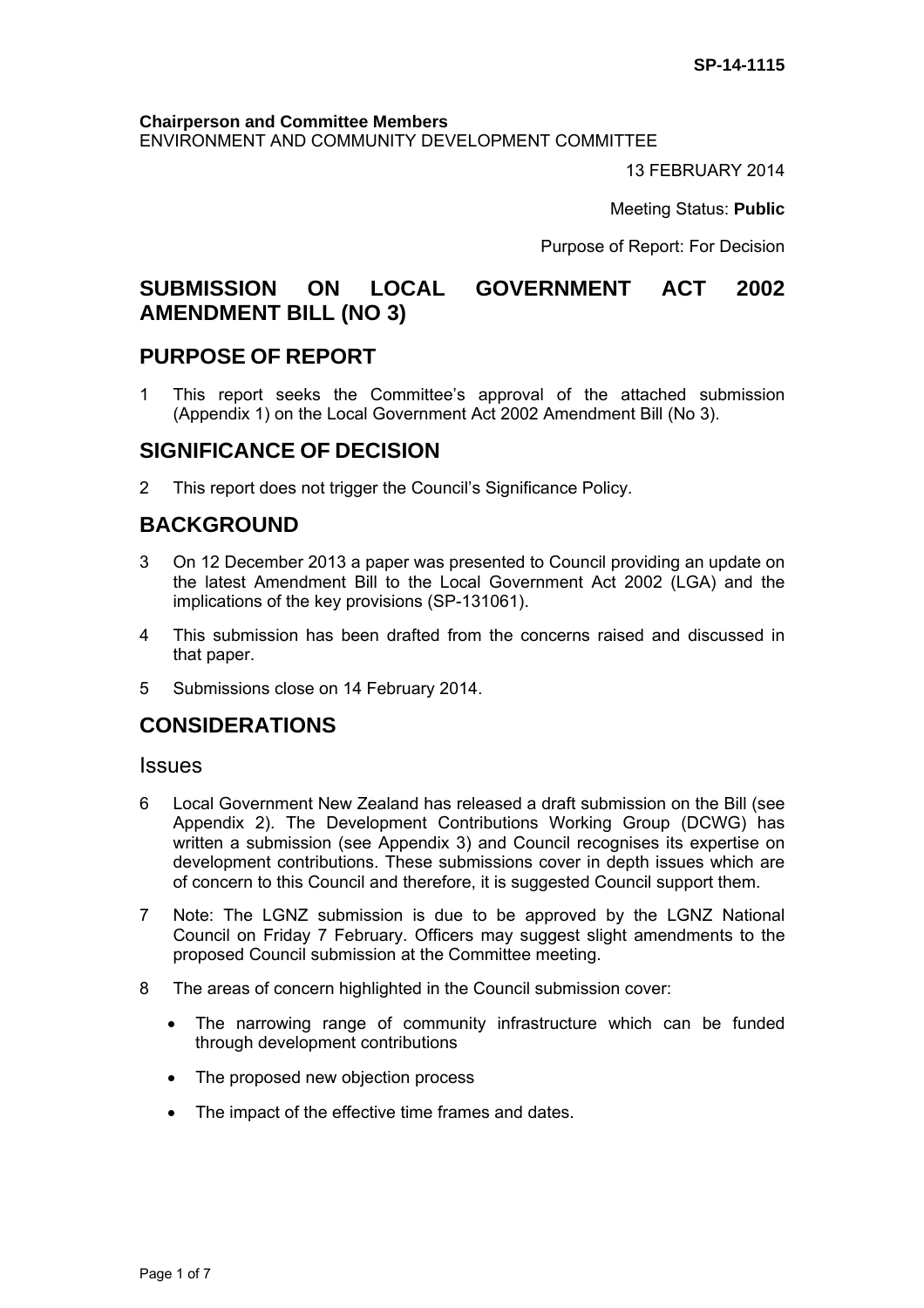SP-14-1115

**Chairperson and Committee Members**
ENVIRONMENT AND COMMUNITY DEVELOPMENT COMMITTEE

13 FEBRUARY 2014

Meeting Status: **Public**

Purpose of Report: For Decision

# SUBMISSION ON LOCAL GOVERNMENT ACT 2002 AMENDMENT BILL (NO 3)

## PURPOSE OF REPORT

1 This report seeks the Committee's approval of the attached submission (Appendix 1) on the Local Government Act 2002 Amendment Bill (No 3).

## SIGNIFICANCE OF DECISION

2 This report does not trigger the Council's Significance Policy.

## BACKGROUND

3 On 12 December 2013 a paper was presented to Council providing an update on the latest Amendment Bill to the Local Government Act 2002 (LGA) and the implications of the key provisions (SP-131061).

4 This submission has been drafted from the concerns raised and discussed in that paper.

5 Submissions close on 14 February 2014.

## CONSIDERATIONS

### Issues

6 Local Government New Zealand has released a draft submission on the Bill (see Appendix 2). The Development Contributions Working Group (DCWG) has written a submission (see Appendix 3) and Council recognises its expertise on development contributions. These submissions cover in depth issues which are of concern to this Council and therefore, it is suggested Council support them.

7 Note: The LGNZ submission is due to be approved by the LGNZ National Council on Friday 7 February. Officers may suggest slight amendments to the proposed Council submission at the Committee meeting.

8 The areas of concern highlighted in the Council submission cover:

- The narrowing range of community infrastructure which can be funded through development contributions
- The proposed new objection process
- The impact of the effective time frames and dates.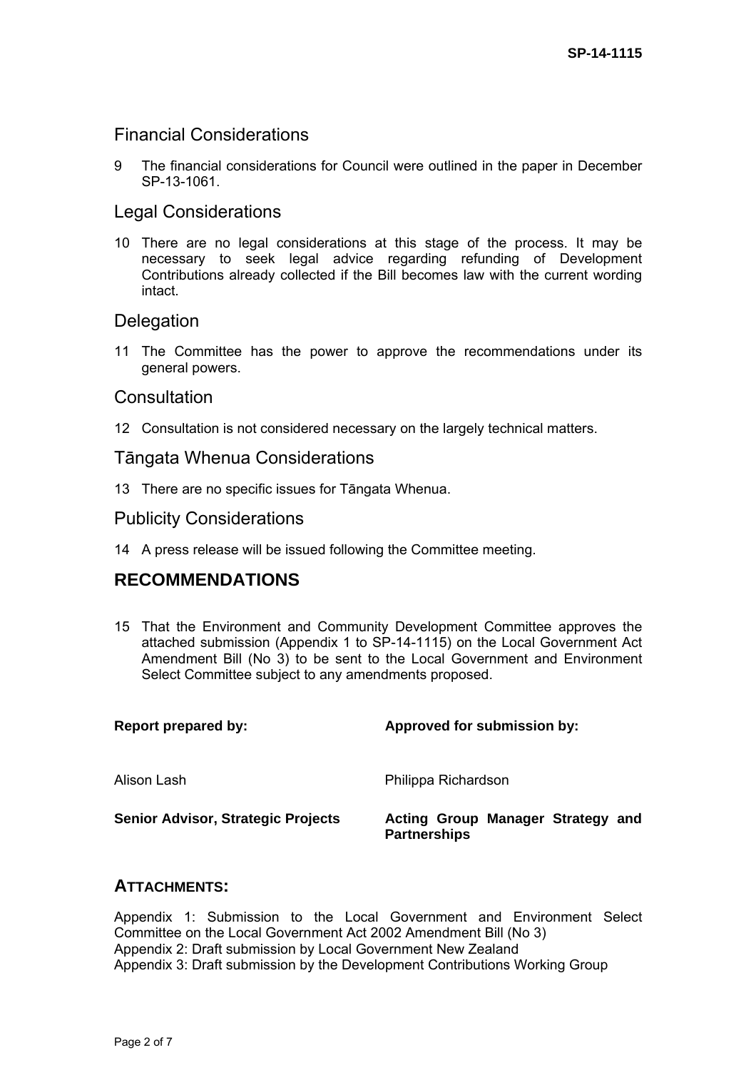## Financial Considerations

9 The financial considerations for Council were outlined in the paper in December SP-13-1061.

## Legal Considerations

10 There are no legal considerations at this stage of the process. It may be necessary to seek legal advice regarding refunding of Development Contributions already collected if the Bill becomes law with the current wording intact.

## Delegation

11 The Committee has the power to approve the recommendations under its general powers.

## Consultation

12 Consultation is not considered necessary on the largely technical matters.

## Tāngata Whenua Considerations

13 There are no specific issues for Tāngata Whenua.

## Publicity Considerations

14 A press release will be issued following the Committee meeting.

# RECOMMENDATIONS

15 That the Environment and Community Development Committee approves the attached submission (Appendix 1 to SP-14-1115) on the Local Government Act Amendment Bill (No 3) to be sent to the Local Government and Environment Select Committee subject to any amendments proposed.

| **Report prepared by:** | **Approved for submission by:** |
|---|---|
| Alison Lash | Philippa Richardson |
| **Senior Advisor, Strategic Projects** | **Acting Group Manager Strategy and Partnerships** |

## ATTACHMENTS:

Appendix 1: Submission to the Local Government and Environment Select Committee on the Local Government Act 2002 Amendment Bill (No 3)
Appendix 2: Draft submission by Local Government New Zealand
Appendix 3: Draft submission by the Development Contributions Working Group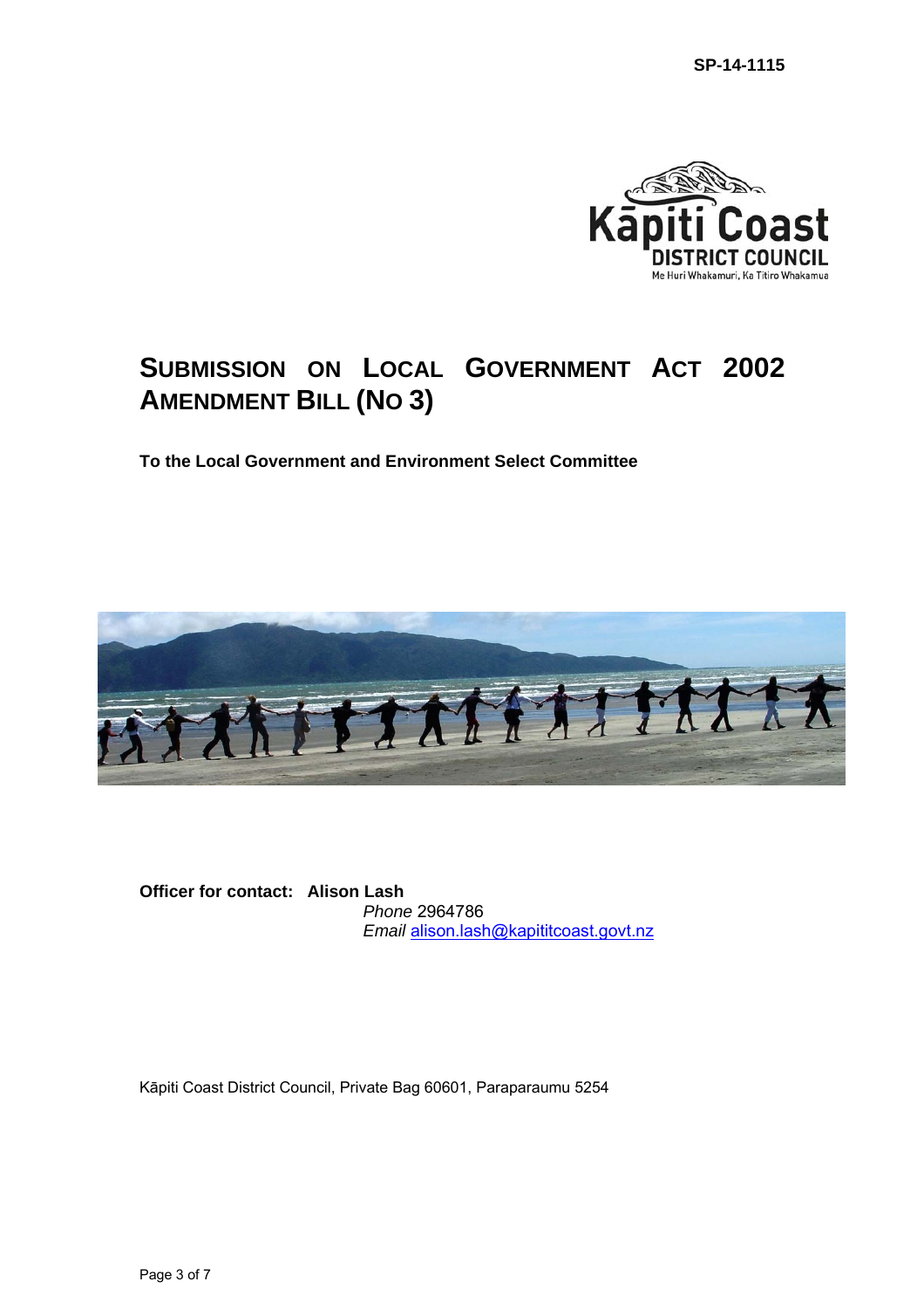SP-14-1115

# SUBMISSION ON LOCAL GOVERNMENT ACT 2002 AMENDMENT BILL (NO 3)

**To the Local Government and Environment Select Committee**

**Officer for contact: Alison Lash**
*Phone* 2964786
*Email* alison.lash@kapititcoast.govt.nz

Kāpiti Coast District Council, Private Bag 60601, Paraparaumu 5254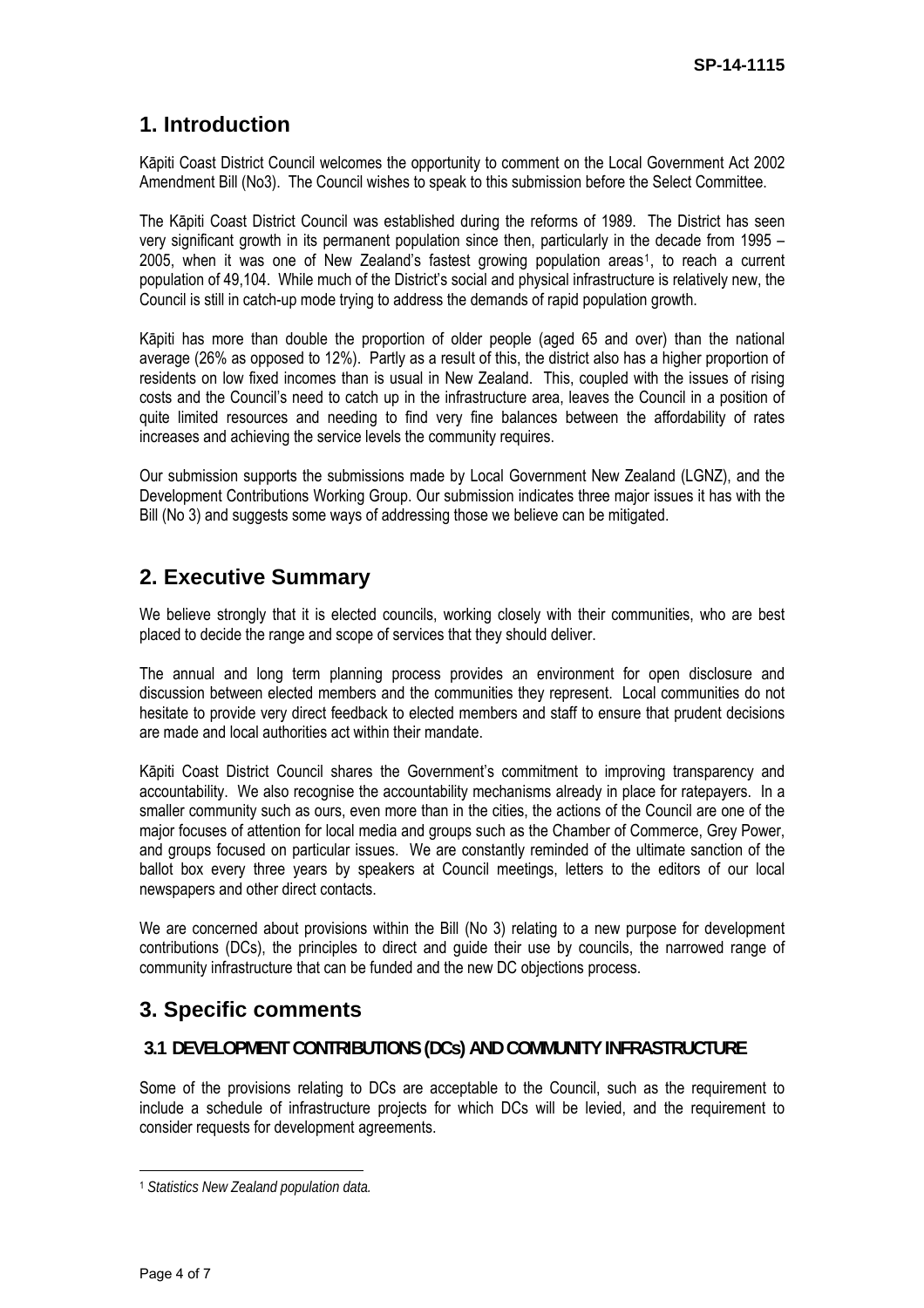## 1. Introduction

Kāpiti Coast District Council welcomes the opportunity to comment on the Local Government Act 2002 Amendment Bill (No3). The Council wishes to speak to this submission before the Select Committee.

The Kāpiti Coast District Council was established during the reforms of 1989. The District has seen very significant growth in its permanent population since then, particularly in the decade from 1995 – 2005, when it was one of New Zealand's fastest growing population areas[1], to reach a current population of 49,104. While much of the District's social and physical infrastructure is relatively new, the Council is still in catch-up mode trying to address the demands of rapid population growth.

Kāpiti has more than double the proportion of older people (aged 65 and over) than the national average (26% as opposed to 12%). Partly as a result of this, the district also has a higher proportion of residents on low fixed incomes than is usual in New Zealand. This, coupled with the issues of rising costs and the Council's need to catch up in the infrastructure area, leaves the Council in a position of quite limited resources and needing to find very fine balances between the affordability of rates increases and achieving the service levels the community requires.

Our submission supports the submissions made by Local Government New Zealand (LGNZ), and the Development Contributions Working Group. Our submission indicates three major issues it has with the Bill (No 3) and suggests some ways of addressing those we believe can be mitigated.

## 2. Executive Summary

We believe strongly that it is elected councils, working closely with their communities, who are best placed to decide the range and scope of services that they should deliver.

The annual and long term planning process provides an environment for open disclosure and discussion between elected members and the communities they represent. Local communities do not hesitate to provide very direct feedback to elected members and staff to ensure that prudent decisions are made and local authorities act within their mandate.

Kāpiti Coast District Council shares the Government's commitment to improving transparency and accountability. We also recognise the accountability mechanisms already in place for ratepayers. In a smaller community such as ours, even more than in the cities, the actions of the Council are one of the major focuses of attention for local media and groups such as the Chamber of Commerce, Grey Power, and groups focused on particular issues. We are constantly reminded of the ultimate sanction of the ballot box every three years by speakers at Council meetings, letters to the editors of our local newspapers and other direct contacts.

We are concerned about provisions within the Bill (No 3) relating to a new purpose for development contributions (DCs), the principles to direct and guide their use by councils, the narrowed range of community infrastructure that can be funded and the new DC objections process.

## 3. Specific comments

### 3.1 DEVELOPMENT CONTRIBUTIONS (DCs) AND COMMUNITY INFRASTRUCTURE

Some of the provisions relating to DCs are acceptable to the Council, such as the requirement to include a schedule of infrastructure projects for which DCs will be levied, and the requirement to consider requests for development agreements.

---

[1] *Statistics New Zealand population data.*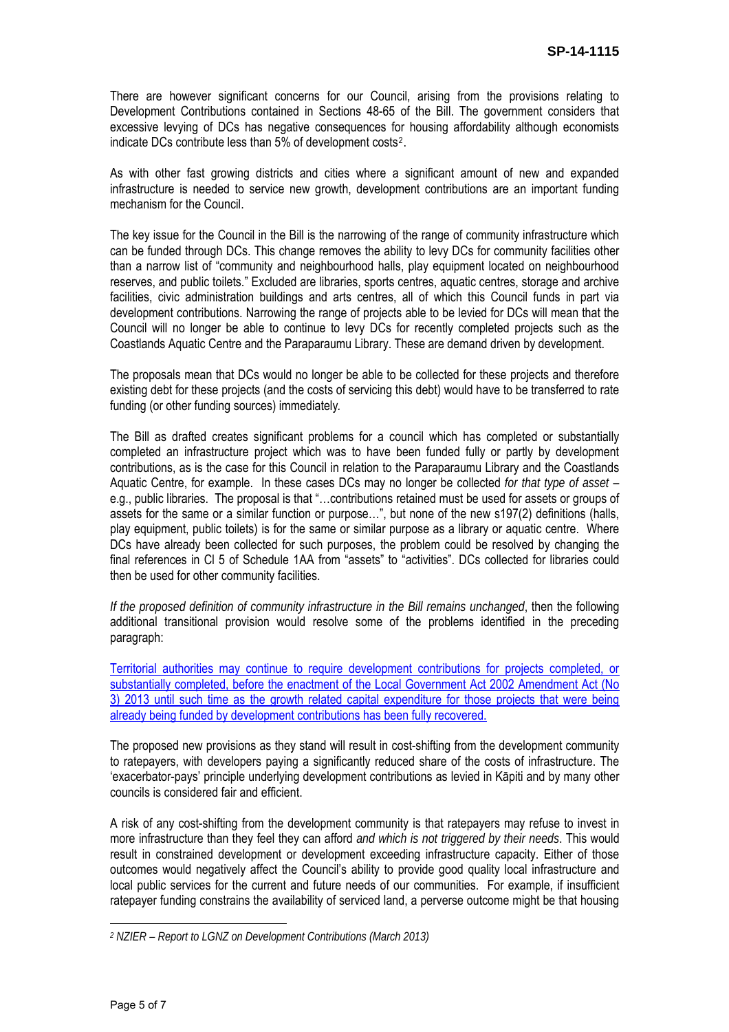There are however significant concerns for our Council, arising from the provisions relating to Development Contributions contained in Sections 48-65 of the Bill. The government considers that excessive levying of DCs has negative consequences for housing affordability although economists indicate DCs contribute less than 5% of development costs[2].

As with other fast growing districts and cities where a significant amount of new and expanded infrastructure is needed to service new growth, development contributions are an important funding mechanism for the Council.

The key issue for the Council in the Bill is the narrowing of the range of community infrastructure which can be funded through DCs. This change removes the ability to levy DCs for community facilities other than a narrow list of "community and neighbourhood halls, play equipment located on neighbourhood reserves, and public toilets." Excluded are libraries, sports centres, aquatic centres, storage and archive facilities, civic administration buildings and arts centres, all of which this Council funds in part via development contributions. Narrowing the range of projects able to be levied for DCs will mean that the Council will no longer be able to continue to levy DCs for recently completed projects such as the Coastlands Aquatic Centre and the Paraparaumu Library. These are demand driven by development.

The proposals mean that DCs would no longer be able to be collected for these projects and therefore existing debt for these projects (and the costs of servicing this debt) would have to be transferred to rate funding (or other funding sources) immediately.

The Bill as drafted creates significant problems for a council which has completed or substantially completed an infrastructure project which was to have been funded fully or partly by development contributions, as is the case for this Council in relation to the Paraparaumu Library and the Coastlands Aquatic Centre, for example. In these cases DCs may no longer be collected *for that type of asset* – e.g., public libraries. The proposal is that "…contributions retained must be used for assets or groups of assets for the same or a similar function or purpose…", but none of the new s197(2) definitions (halls, play equipment, public toilets) is for the same or similar purpose as a library or aquatic centre. Where DCs have already been collected for such purposes, the problem could be resolved by changing the final references in Cl 5 of Schedule 1AA from "assets" to "activities". DCs collected for libraries could then be used for other community facilities.

*If the proposed definition of community infrastructure in the Bill remains unchanged*, then the following additional transitional provision would resolve some of the problems identified in the preceding paragraph:

<u>Territorial authorities may continue to require development contributions for projects completed, or substantially completed, before the enactment of the Local Government Act 2002 Amendment Act (No 3) 2013 until such time as the growth related capital expenditure for those projects that were being already being funded by development contributions has been fully recovered.</u>

The proposed new provisions as they stand will result in cost-shifting from the development community to ratepayers, with developers paying a significantly reduced share of the costs of infrastructure. The 'exacerbator-pays' principle underlying development contributions as levied in Kāpiti and by many other councils is considered fair and efficient.

A risk of any cost-shifting from the development community is that ratepayers may refuse to invest in more infrastructure than they feel they can afford *and which is not triggered by their needs*. This would result in constrained development or development exceeding infrastructure capacity. Either of those outcomes would negatively affect the Council's ability to provide good quality local infrastructure and local public services for the current and future needs of our communities. For example, if insufficient ratepayer funding constrains the availability of serviced land, a perverse outcome might be that housing

---

[2] *NZIER – Report to LGNZ on Development Contributions (March 2013)*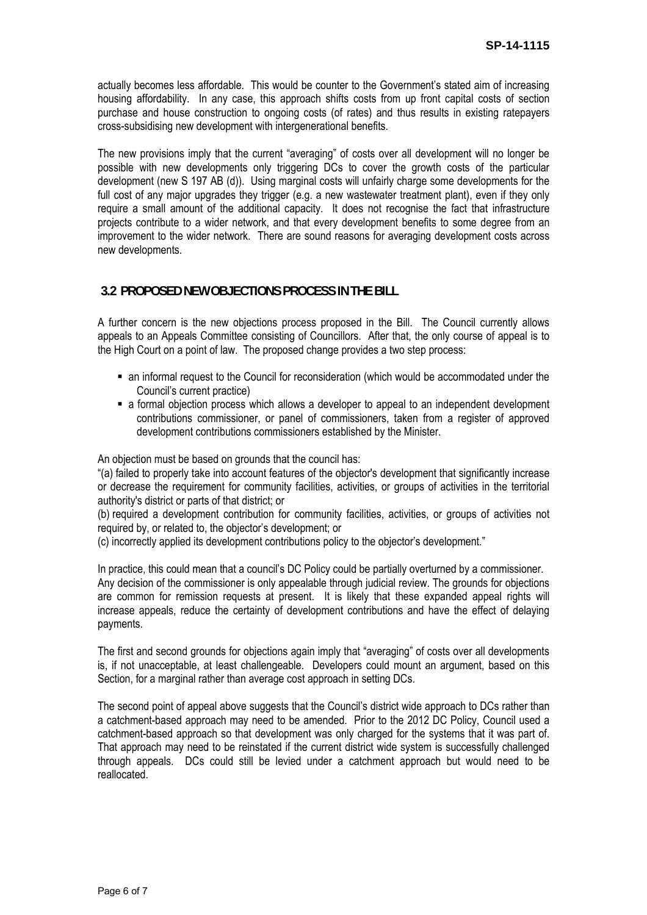actually becomes less affordable. This would be counter to the Government's stated aim of increasing housing affordability. In any case, this approach shifts costs from up front capital costs of section purchase and house construction to ongoing costs (of rates) and thus results in existing ratepayers cross-subsidising new development with intergenerational benefits.

The new provisions imply that the current "averaging" of costs over all development will no longer be possible with new developments only triggering DCs to cover the growth costs of the particular development (new S 197 AB (d)). Using marginal costs will unfairly charge some developments for the full cost of any major upgrades they trigger (e.g. a new wastewater treatment plant), even if they only require a small amount of the additional capacity. It does not recognise the fact that infrastructure projects contribute to a wider network, and that every development benefits to some degree from an improvement to the wider network. There are sound reasons for averaging development costs across new developments.

## 3.2 PROPOSED NEW OBJECTIONS PROCESS IN THE BILL

A further concern is the new objections process proposed in the Bill. The Council currently allows appeals to an Appeals Committee consisting of Councillors. After that, the only course of appeal is to the High Court on a point of law. The proposed change provides a two step process:

- an informal request to the Council for reconsideration (which would be accommodated under the Council's current practice)
- a formal objection process which allows a developer to appeal to an independent development contributions commissioner, or panel of commissioners, taken from a register of approved development contributions commissioners established by the Minister.

An objection must be based on grounds that the council has:
"(a) failed to properly take into account features of the objector's development that significantly increase or decrease the requirement for community facilities, activities, or groups of activities in the territorial authority's district or parts of that district; or
(b) required a development contribution for community facilities, activities, or groups of activities not required by, or related to, the objector's development; or
(c) incorrectly applied its development contributions policy to the objector's development."

In practice, this could mean that a council's DC Policy could be partially overturned by a commissioner. Any decision of the commissioner is only appealable through judicial review. The grounds for objections are common for remission requests at present. It is likely that these expanded appeal rights will increase appeals, reduce the certainty of development contributions and have the effect of delaying payments.

The first and second grounds for objections again imply that "averaging" of costs over all developments is, if not unacceptable, at least challengeable. Developers could mount an argument, based on this Section, for a marginal rather than average cost approach in setting DCs.

The second point of appeal above suggests that the Council's district wide approach to DCs rather than a catchment-based approach may need to be amended. Prior to the 2012 DC Policy, Council used a catchment-based approach so that development was only charged for the systems that it was part of. That approach may need to be reinstated if the current district wide system is successfully challenged through appeals. DCs could still be levied under a catchment approach but would need to be reallocated.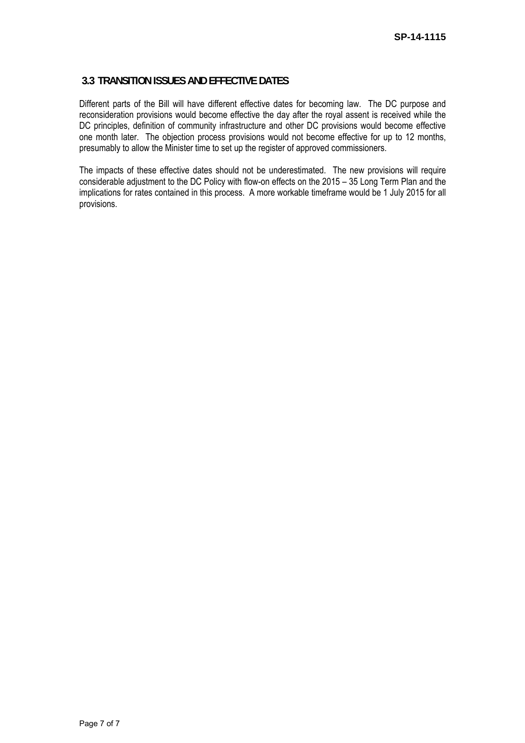### 3.3 TRANSITION ISSUES AND EFFECTIVE DATES

Different parts of the Bill will have different effective dates for becoming law. The DC purpose and reconsideration provisions would become effective the day after the royal assent is received while the DC principles, definition of community infrastructure and other DC provisions would become effective one month later. The objection process provisions would not become effective for up to 12 months, presumably to allow the Minister time to set up the register of approved commissioners.

The impacts of these effective dates should not be underestimated. The new provisions will require considerable adjustment to the DC Policy with flow-on effects on the 2015 – 35 Long Term Plan and the implications for rates contained in this process. A more workable timeframe would be 1 July 2015 for all provisions.